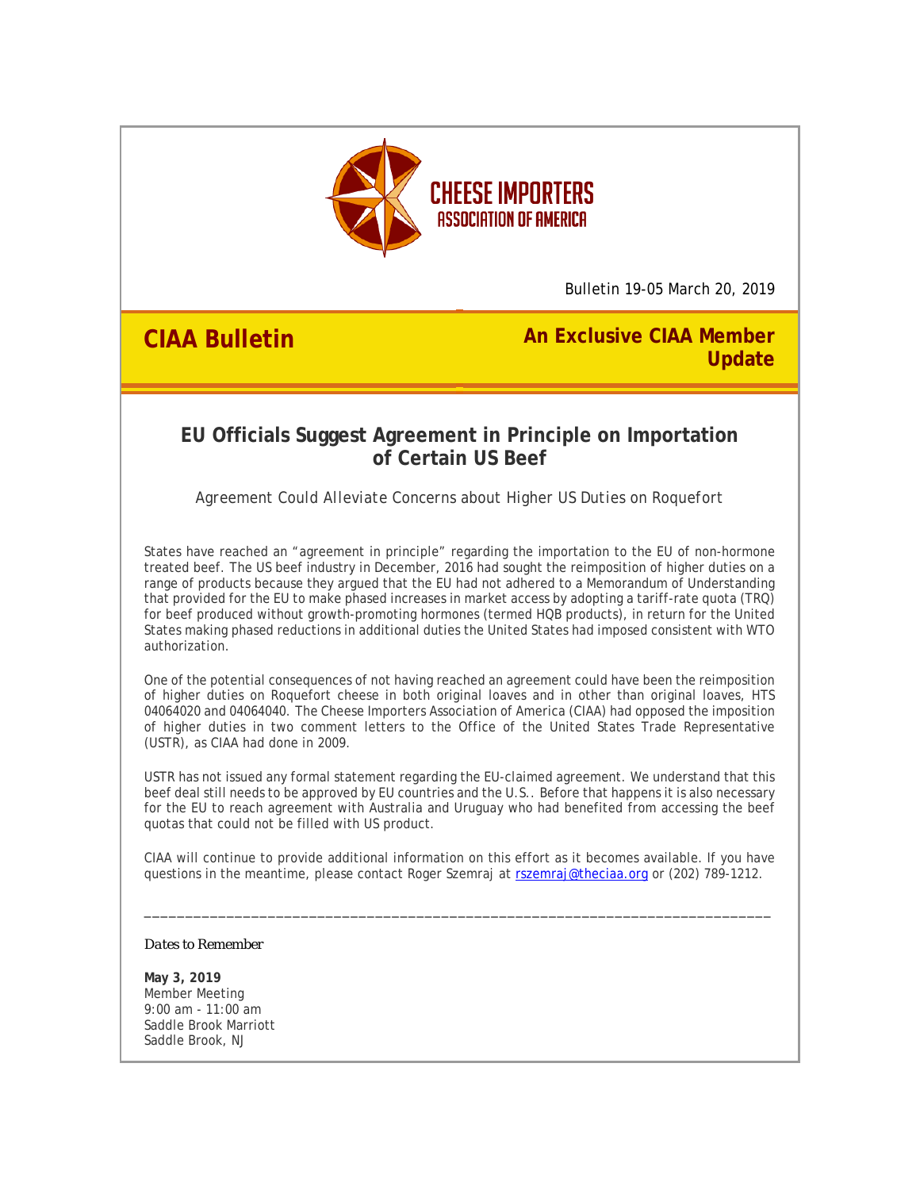CHEESE IMPORTERS ASSOCIATION OF AMERICA

Bulletin 19-05 March 20, 2019

**CIAA Bulletin**

**An Exclusive CIAA Member Update**

## EU Officials Suggest Agreement in Principle on Importation of Certain US Beef

*Agreement Could Alleviate Concerns about Higher US Duties on Roquefort*

States have reached an "agreement in principle" regarding the importation to the EU of non-hormone treated beef. The US beef industry in December, 2016 had sought the reimposition of higher duties on a range of products because they argued that the EU had not adhered to a Memorandum of Understanding that provided for the EU to make phased increases in market access by adopting a tariff-rate quota (TRQ) for beef produced without growth-promoting hormones (termed HQB products), in return for the United States making phased reductions in additional duties the United States had imposed consistent with WTO authorization.

One of the potential consequences of not having reached an agreement could have been the reimposition of higher duties on Roquefort cheese in both original loaves and in other than original loaves, HTS 04064020 and 04064040. The Cheese Importers Association of America (CIAA) had opposed the imposition of higher duties in two comment letters to the Office of the United States Trade Representative (USTR), as CIAA had done in 2009.

USTR has not issued any formal statement regarding the EU-claimed agreement. We understand that this beef deal still needs to be approved by EU countries and the U.S.. Before that happens it is also necessary for the EU to reach agreement with Australia and Uruguay who had benefited from accessing the beef quotas that could not be filled with US product.

CIAA will continue to provide additional information on this effort as it becomes available. If you have questions in the meantime, please contact Roger Szemraj at rszemraj@theciaa.org or (202) 789-1212.

---

*Dates to Remember*

**May 3, 2019**
Member Meeting
9:00 am - 11:00 am
Saddle Brook Marriott
Saddle Brook, NJ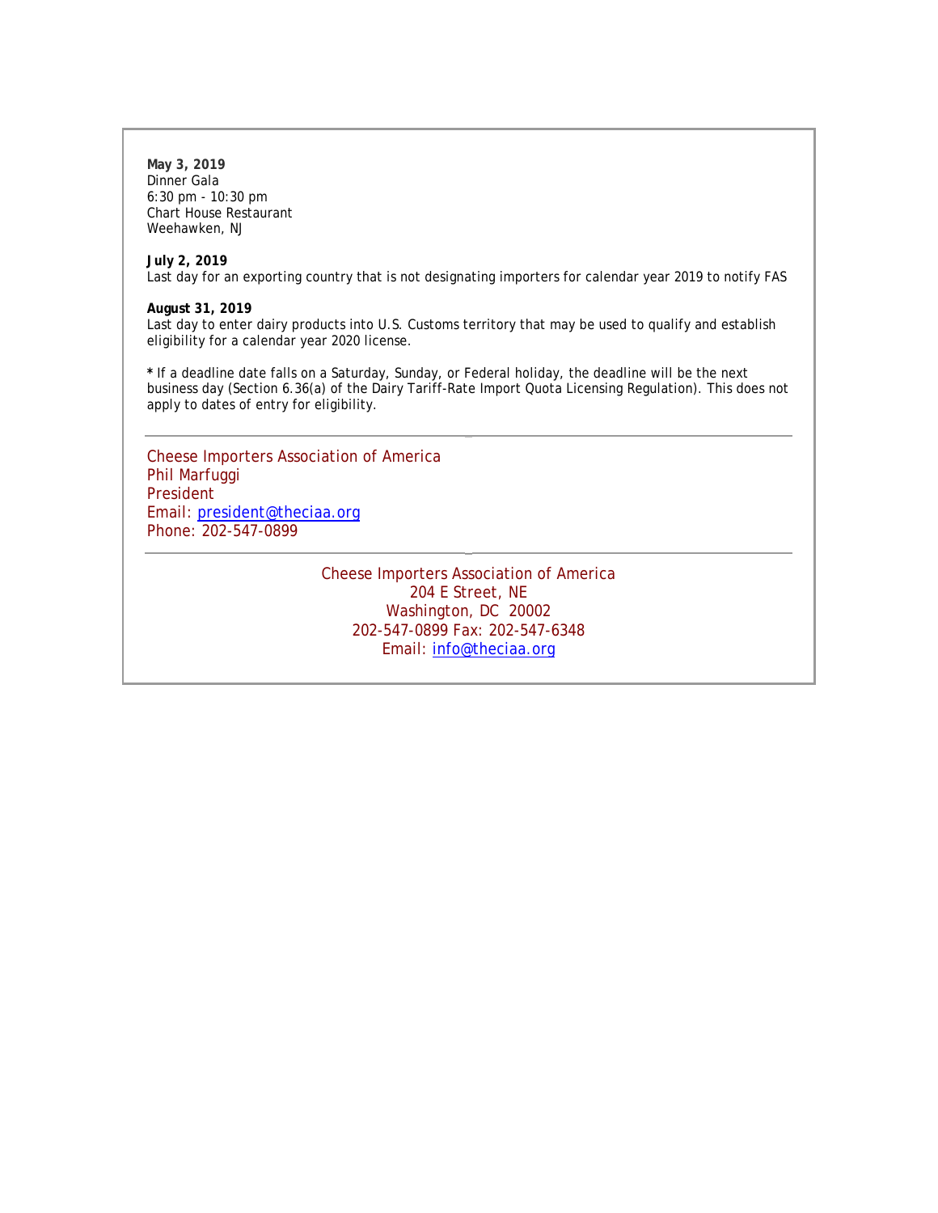**May 3, 2019**
Dinner Gala
6:30 pm - 10:30 pm
Chart House Restaurant
Weehawken, NJ

**July 2, 2019**
Last day for an exporting country that is not designating importers for calendar year 2019 to notify FAS

**August 31, 2019**
Last day to enter dairy products into U.S. Customs territory that may be used to qualify and establish eligibility for a calendar year 2020 license.

**\*** If a deadline date falls on a Saturday, Sunday, or Federal holiday, the deadline will be the next business day (Section 6.36(a) of the Dairy Tariff-Rate Import Quota Licensing Regulation). This does not apply to dates of entry for eligibility.

---

Cheese Importers Association of America
Phil Marfuggi
President
Email: president@theciaa.org
Phone: 202-547-0899

---

Cheese Importers Association of America
204 E Street, NE
Washington, DC 20002
202-547-0899 Fax: 202-547-6348
Email: info@theciaa.org